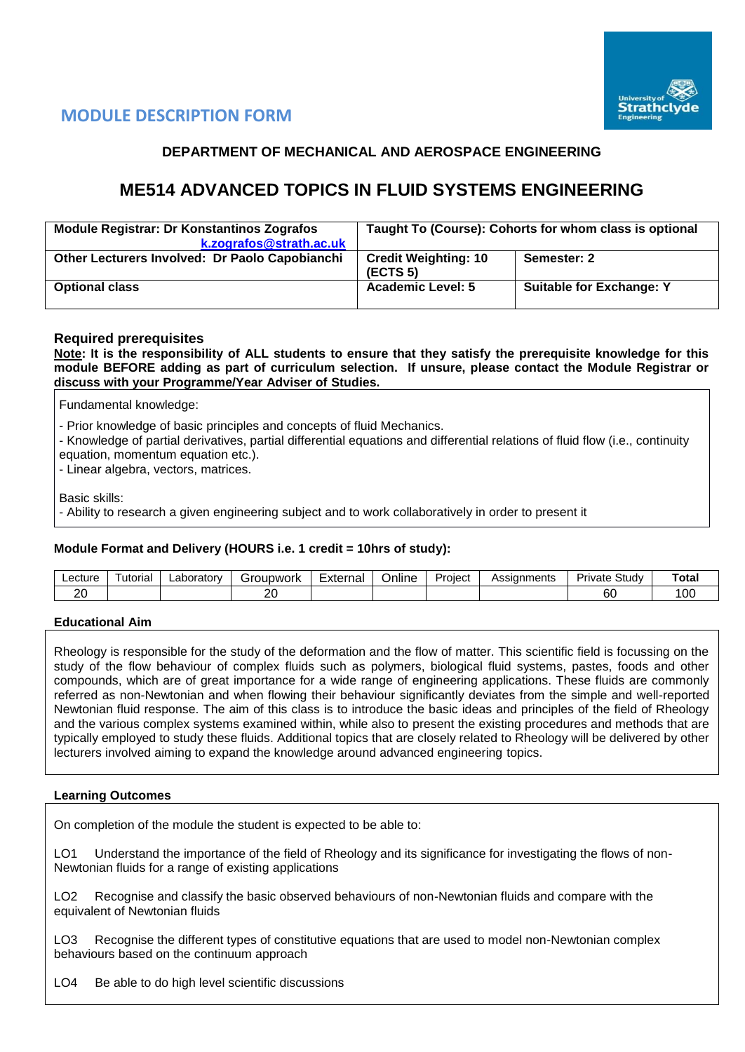# MODULE DESCRIPTION FORM

## DEPARTMENT OF MECHANICAL AND AEROSPACE ENGINEERING

# ME514 ADVANCED TOPICS IN FLUID SYSTEMS ENGINEERING

| Module Registrar: Dr Konstantinos Zografos k.zografos@strath.ac.uk | Taught To (Course): Cohorts for whom class is optional | |
|---|---|---|
| Other Lecturers Involved: Dr Paolo Capobianchi | Credit Weighting: 10 (ECTS 5) | Semester: 2 |
| Optional class | Academic Level: 5 | Suitable for Exchange: Y |

### Required prerequisites

**Note: It is the responsibility of ALL students to ensure that they satisfy the prerequisite knowledge for this module BEFORE adding as part of curriculum selection. If unsure, please contact the Module Registrar or discuss with your Programme/Year Adviser of Studies.**

Fundamental knowledge:

- Prior knowledge of basic principles and concepts of fluid Mechanics.
- Knowledge of partial derivatives, partial differential equations and differential relations of fluid flow (i.e., continuity equation, momentum equation etc.).
- Linear algebra, vectors, matrices.

Basic skills:
- Ability to research a given engineering subject and to work collaboratively in order to present it

### Module Format and Delivery (HOURS i.e. 1 credit = 10hrs of study):

| Lecture | Tutorial | Laboratory | Groupwork | External | Online | Project | Assignments | Private Study | Total |
|---|---|---|---|---|---|---|---|---|---|
| 20 | | | 20 | | | | | 60 | 100 |

### Educational Aim

Rheology is responsible for the study of the deformation and the flow of matter. This scientific field is focussing on the study of the flow behaviour of complex fluids such as polymers, biological fluid systems, pastes, foods and other compounds, which are of great importance for a wide range of engineering applications. These fluids are commonly referred as non-Newtonian and when flowing their behaviour significantly deviates from the simple and well-reported Newtonian fluid response. The aim of this class is to introduce the basic ideas and principles of the field of Rheology and the various complex systems examined within, while also to present the existing procedures and methods that are typically employed to study these fluids. Additional topics that are closely related to Rheology will be delivered by other lecturers involved aiming to expand the knowledge around advanced engineering topics.

### Learning Outcomes

On completion of the module the student is expected to be able to:

LO1 Understand the importance of the field of Rheology and its significance for investigating the flows of non-Newtonian fluids for a range of existing applications

LO2 Recognise and classify the basic observed behaviours of non-Newtonian fluids and compare with the equivalent of Newtonian fluids

LO3 Recognise the different types of constitutive equations that are used to model non-Newtonian complex behaviours based on the continuum approach

LO4 Be able to do high level scientific discussions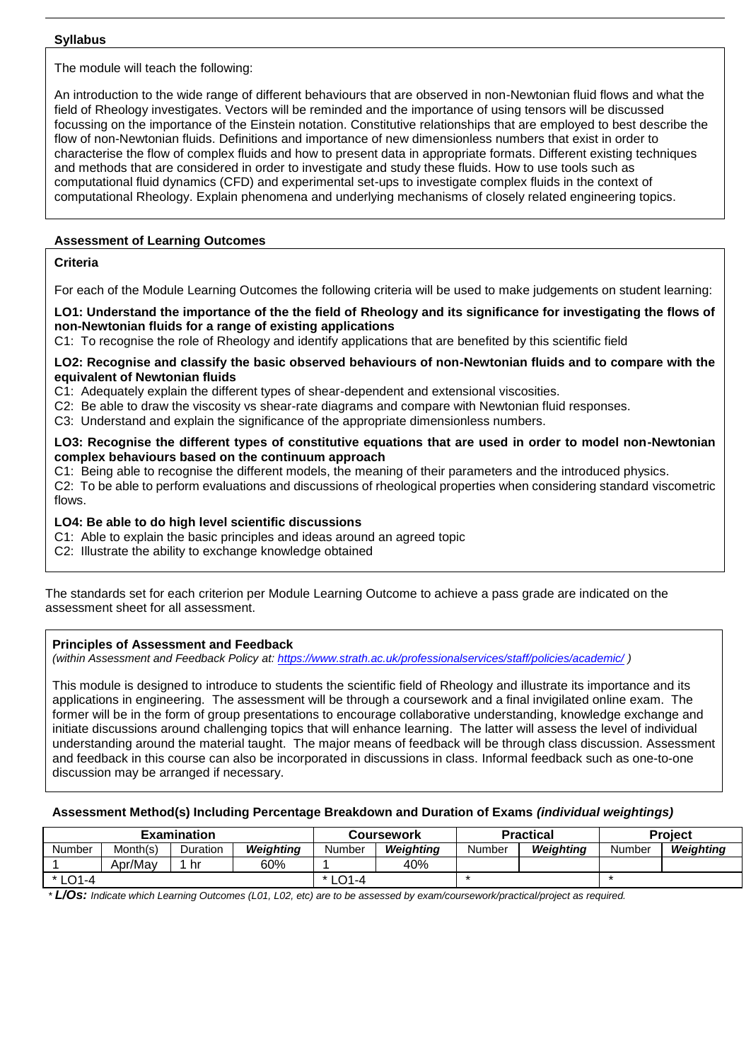**Syllabus**

The module will teach the following:

An introduction to the wide range of different behaviours that are observed in non-Newtonian fluid flows and what the field of Rheology investigates. Vectors will be reminded and the importance of using tensors will be discussed focussing on the importance of the Einstein notation. Constitutive relationships that are employed to best describe the flow of non-Newtonian fluids. Definitions and importance of new dimensionless numbers that exist in order to characterise the flow of complex fluids and how to present data in appropriate formats. Different existing techniques and methods that are considered in order to investigate and study these fluids. How to use tools such as computational fluid dynamics (CFD) and experimental set-ups to investigate complex fluids in the context of computational Rheology. Explain phenomena and underlying mechanisms of closely related engineering topics.

**Assessment of Learning Outcomes**

**Criteria**

For each of the Module Learning Outcomes the following criteria will be used to make judgements on student learning:

**LO1: Understand the importance of the the field of Rheology and its significance for investigating the flows of non-Newtonian fluids for a range of existing applications**

C1: To recognise the role of Rheology and identify applications that are benefited by this scientific field

**LO2: Recognise and classify the basic observed behaviours of non-Newtonian fluids and to compare with the equivalent of Newtonian fluids**

C1: Adequately explain the different types of shear-dependent and extensional viscosities.

C2: Be able to draw the viscosity vs shear-rate diagrams and compare with Newtonian fluid responses.

C3: Understand and explain the significance of the appropriate dimensionless numbers.

**LO3: Recognise the different types of constitutive equations that are used in order to model non-Newtonian complex behaviours based on the continuum approach**

C1: Being able to recognise the different models, the meaning of their parameters and the introduced physics.

C2: To be able to perform evaluations and discussions of rheological properties when considering standard viscometric flows.

**LO4: Be able to do high level scientific discussions**

C1: Able to explain the basic principles and ideas around an agreed topic

C2: Illustrate the ability to exchange knowledge obtained

The standards set for each criterion per Module Learning Outcome to achieve a pass grade are indicated on the assessment sheet for all assessment.

**Principles of Assessment and Feedback**

*(within Assessment and Feedback Policy at: https://www.strath.ac.uk/professionalservices/staff/policies/academic/ )*

This module is designed to introduce to students the scientific field of Rheology and illustrate its importance and its applications in engineering. The assessment will be through a coursework and a final invigilated online exam. The former will be in the form of group presentations to encourage collaborative understanding, knowledge exchange and initiate discussions around challenging topics that will enhance learning. The latter will assess the level of individual understanding around the material taught. The major means of feedback will be through class discussion. Assessment and feedback in this course can also be incorporated in discussions in class. Informal feedback such as one-to-one discussion may be arranged if necessary.

**Assessment Method(s) Including Percentage Breakdown and Duration of Exams** ***(individual weightings)***

| Examination | | | | Coursework | | Practical | | Project | |
|---|---|---|---|---|---|---|---|---|---|
| Number | Month(s) | Duration | ***Weighting*** | Number | ***Weighting*** | Number | ***Weighting*** | Number | ***Weighting*** |
| 1 | Apr/May | 1 hr | 60% | 1 | 40% | | | | |
| * LO1-4 | | | | * LO1-4 | | * | | * | |

\* ***L/Os:*** *Indicate which Learning Outcomes (L01, L02, etc) are to be assessed by exam/coursework/practical/project as required.*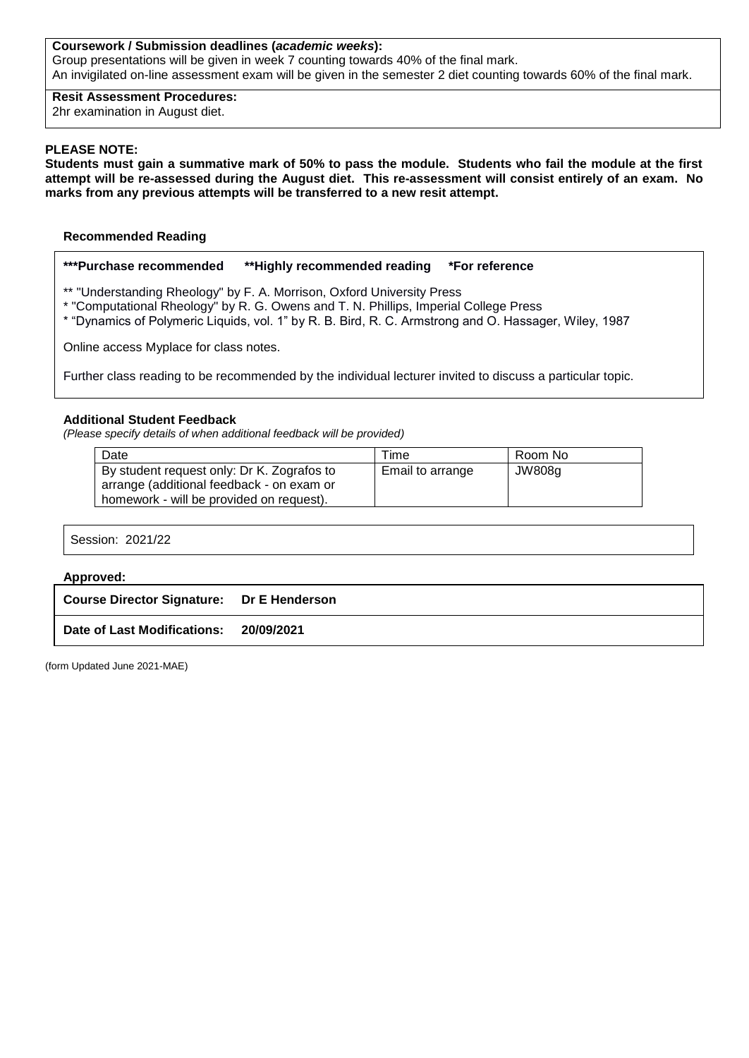**Coursework / Submission deadlines (*academic weeks*):**
Group presentations will be given in week 7 counting towards 40% of the final mark.
An invigilated on-line assessment exam will be given in the semester 2 diet counting towards 60% of the final mark.

**Resit Assessment Procedures:**
2hr examination in August diet.

**PLEASE NOTE:**
**Students must gain a summative mark of 50% to pass the module. Students who fail the module at the first attempt will be re-assessed during the August diet. This re-assessment will consist entirely of an exam. No marks from any previous attempts will be transferred to a new resit attempt.**

**Recommended Reading**

**\*\*\*Purchase recommended** **\*\*Highly recommended reading** **\*For reference**

** "Understanding Rheology" by F. A. Morrison, Oxford University Press
* "Computational Rheology" by R. G. Owens and T. N. Phillips, Imperial College Press
* "Dynamics of Polymeric Liquids, vol. 1" by R. B. Bird, R. C. Armstrong and O. Hassager, Wiley, 1987

Online access Myplace for class notes.

Further class reading to be recommended by the individual lecturer invited to discuss a particular topic.

**Additional Student Feedback**
*(Please specify details of when additional feedback will be provided)*

| Date | Time | Room No |
|---|---|---|
| By student request only: Dr K. Zografos to arrange (additional feedback - on exam or homework - will be provided on request). | Email to arrange | JW808g |

Session: 2021/22

**Approved:**

| | |
|---|---|
| **Course Director Signature:** | **Dr E Henderson** |
| **Date of Last Modifications:** | **20/09/2021** |

(form Updated June 2021-MAE)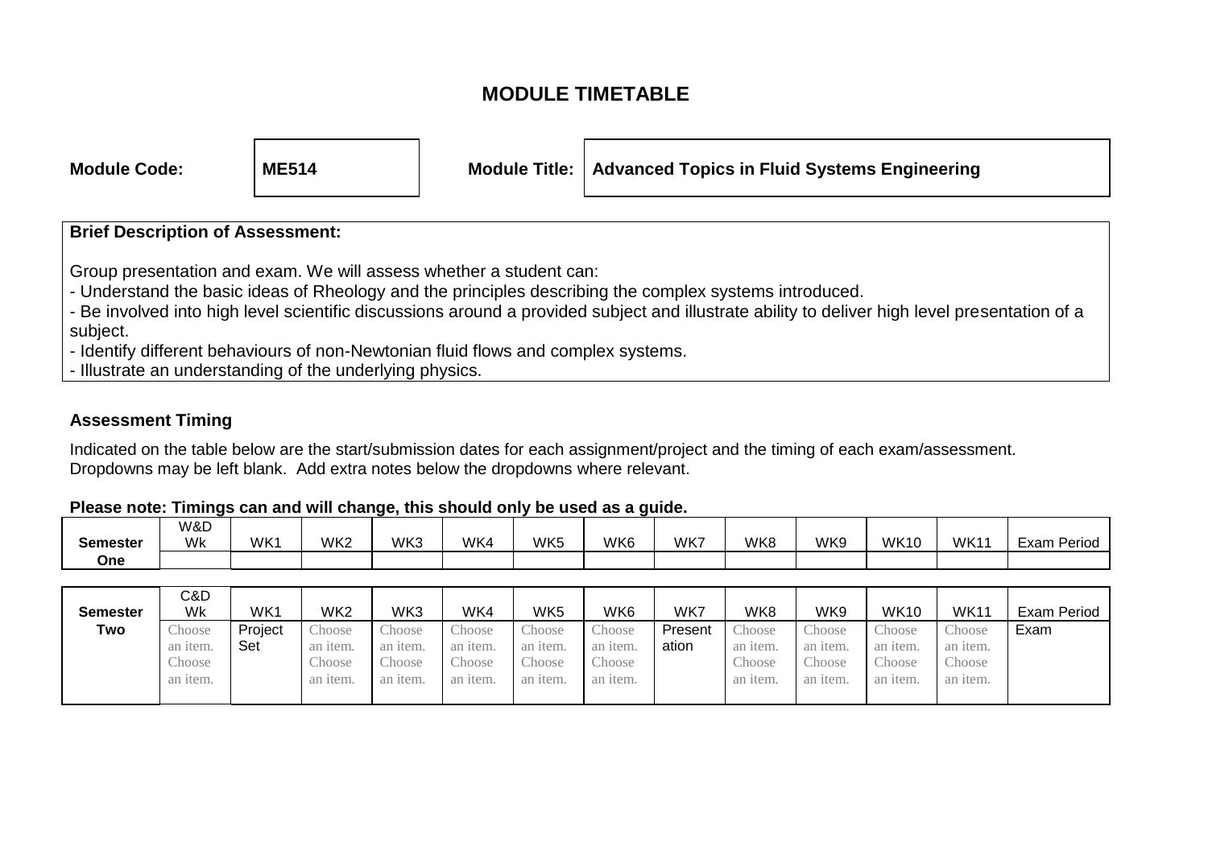# MODULE TIMETABLE

| | | | |
|---|---|---|---|
| **Module Code:** | **ME514** | **Module Title:** | **Advanced Topics in Fluid Systems Engineering** |

**Brief Description of Assessment:**

Group presentation and exam. We will assess whether a student can:
- Understand the basic ideas of Rheology and the principles describing the complex systems introduced.
- Be involved into high level scientific discussions around a provided subject and illustrate ability to deliver high level presentation of a subject.
- Identify different behaviours of non-Newtonian fluid flows and complex systems.
- Illustrate an understanding of the underlying physics.

## Assessment Timing

Indicated on the table below are the start/submission dates for each assignment/project and the timing of each exam/assessment. Dropdowns may be left blank. Add extra notes below the dropdowns where relevant.

**Please note: Timings can and will change, this should only be used as a guide.**

| Semester One | W&D Wk | WK1 | WK2 | WK3 | WK4 | WK5 | WK6 | WK7 | WK8 | WK9 | WK10 | WK11 | Exam Period |
|---|---|---|---|---|---|---|---|---|---|---|---|---|---|
| | | | | | | | | | | | | | |

| Semester Two | C&D Wk | WK1 | WK2 | WK3 | WK4 | WK5 | WK6 | WK7 | WK8 | WK9 | WK10 | WK11 | Exam Period |
|---|---|---|---|---|---|---|---|---|---|---|---|---|---|
| | Choose an item. Choose an item. | Project Set | Choose an item. Choose an item. | Choose an item. Choose an item. | Choose an item. Choose an item. | Choose an item. Choose an item. | Choose an item. Choose an item. | Presentation | Choose an item. Choose an item. | Choose an item. Choose an item. | Choose an item. Choose an item. | Choose an item. Choose an item. | Exam |